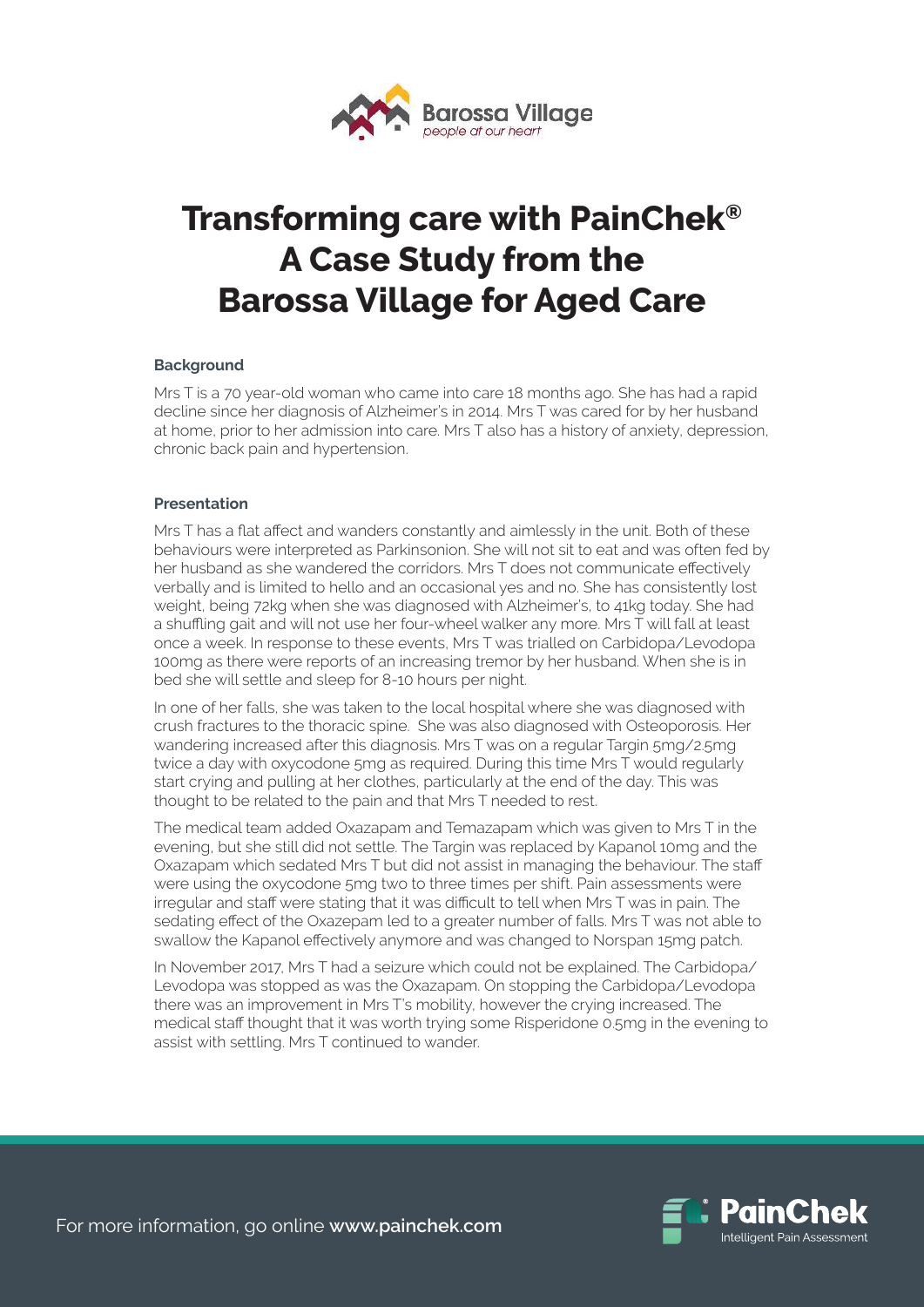# Transforming care with PainChek® A Case Study from the Barossa Village for Aged Care

### Background

Mrs T is a 70 year-old woman who came into care 18 months ago. She has had a rapid decline since her diagnosis of Alzheimer's in 2014. Mrs T was cared for by her husband at home, prior to her admission into care. Mrs T also has a history of anxiety, depression, chronic back pain and hypertension.

### Presentation

Mrs T has a flat affect and wanders constantly and aimlessly in the unit. Both of these behaviours were interpreted as Parkinsonion. She will not sit to eat and was often fed by her husband as she wandered the corridors. Mrs T does not communicate effectively verbally and is limited to hello and an occasional yes and no. She has consistently lost weight, being 72kg when she was diagnosed with Alzheimer's, to 41kg today. She had a shuffling gait and will not use her four-wheel walker any more. Mrs T will fall at least once a week. In response to these events, Mrs T was trialled on Carbidopa/Levodopa 100mg as there were reports of an increasing tremor by her husband. When she is in bed she will settle and sleep for 8-10 hours per night.

In one of her falls, she was taken to the local hospital where she was diagnosed with crush fractures to the thoracic spine. She was also diagnosed with Osteoporosis. Her wandering increased after this diagnosis. Mrs T was on a regular Targin 5mg/2.5mg twice a day with oxycodone 5mg as required. During this time Mrs T would regularly start crying and pulling at her clothes, particularly at the end of the day. This was thought to be related to the pain and that Mrs T needed to rest.

The medical team added Oxazapam and Temazapam which was given to Mrs T in the evening, but she still did not settle. The Targin was replaced by Kapanol 10mg and the Oxazapam which sedated Mrs T but did not assist in managing the behaviour. The staff were using the oxycodone 5mg two to three times per shift. Pain assessments were irregular and staff were stating that it was difficult to tell when Mrs T was in pain. The sedating effect of the Oxazepam led to a greater number of falls. Mrs T was not able to swallow the Kapanol effectively anymore and was changed to Norspan 15mg patch.

In November 2017, Mrs T had a seizure which could not be explained. The Carbidopa/Levodopa was stopped as was the Oxazapam. On stopping the Carbidopa/Levodopa there was an improvement in Mrs T's mobility, however the crying increased. The medical staff thought that it was worth trying some Risperidone 0.5mg in the evening to assist with settling. Mrs T continued to wander.

For more information, go online **www.painchek.com**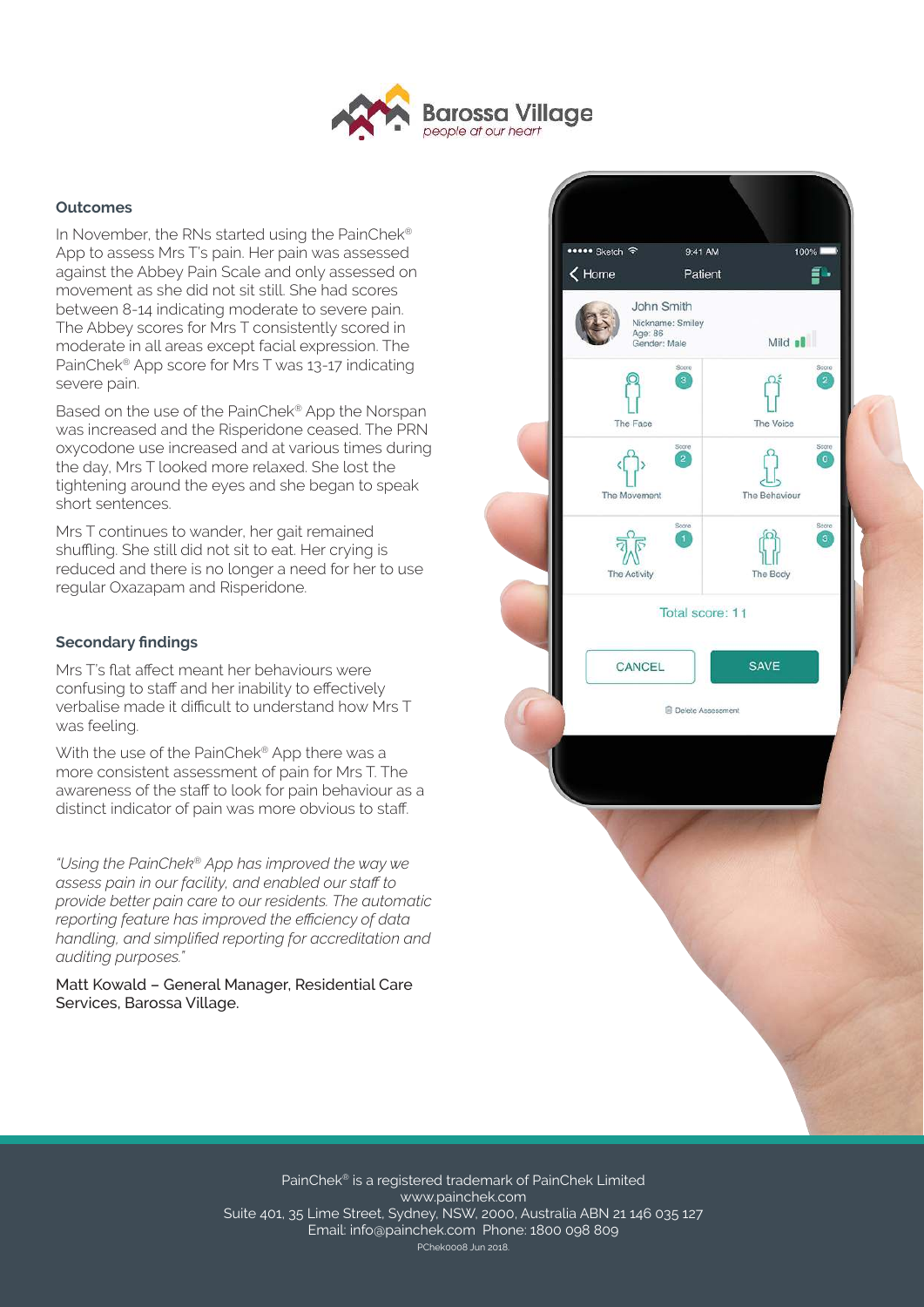Barossa Village
*people at our heart*

## Outcomes

In November, the RNs started using the PainChek® App to assess Mrs T's pain. Her pain was assessed against the Abbey Pain Scale and only assessed on movement as she did not sit still. She had scores between 8-14 indicating moderate to severe pain. The Abbey scores for Mrs T consistently scored in moderate in all areas except facial expression. The PainChek® App score for Mrs T was 13-17 indicating severe pain.

Based on the use of the PainChek® App the Norspan was increased and the Risperidone ceased. The PRN oxycodone use increased and at various times during the day, Mrs T looked more relaxed. She lost the tightening around the eyes and she began to speak short sentences.

Mrs T continues to wander, her gait remained shuffling. She still did not sit to eat. Her crying is reduced and there is no longer a need for her to use regular Oxazapam and Risperidone.

## Secondary findings

Mrs T's flat affect meant her behaviours were confusing to staff and her inability to effectively verbalise made it difficult to understand how Mrs T was feeling.

With the use of the PainChek® App there was a more consistent assessment of pain for Mrs T. The awareness of the staff to look for pain behaviour as a distinct indicator of pain was more obvious to staff.

*"Using the PainChek® App has improved the way we assess pain in our facility, and enabled our staff to provide better pain care to our residents. The automatic reporting feature has improved the efficiency of data handling, and simplified reporting for accreditation and auditing purposes."*

Matt Kowald – General Manager, Residential Care Services, Barossa Village.

PainChek® is a registered trademark of PainChek Limited
www.painchek.com
Suite 401, 35 Lime Street, Sydney, NSW, 2000, Australia ABN 21 146 035 127
Email: info@painchek.com Phone: 1800 098 809
PChek0008 Jun 2018.